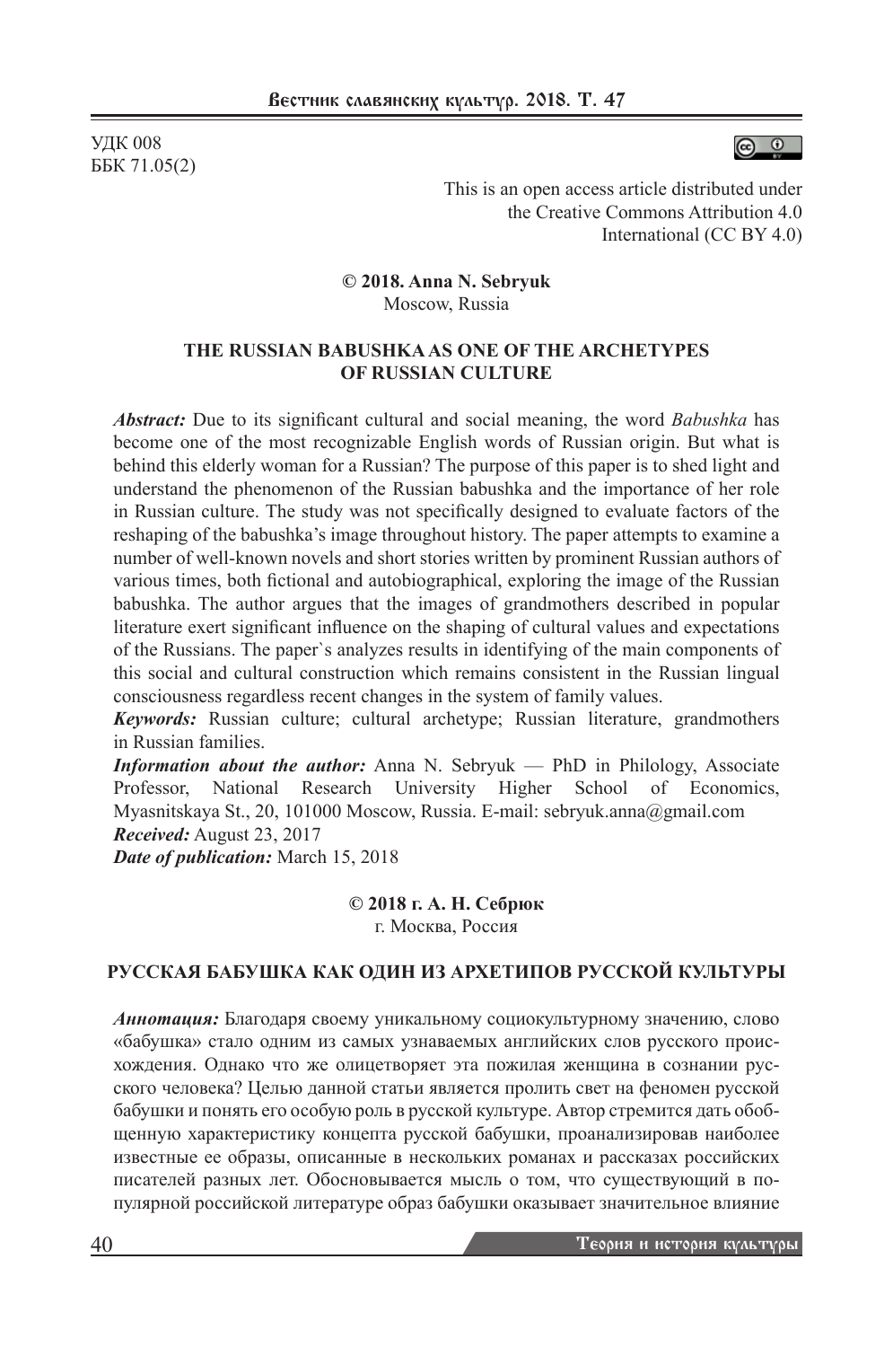УДК 008
ББК 71.05(2)

This is an open access article distributed under the Creative Commons Attribution 4.0 International (CC BY 4.0)

**© 2018. Anna N. Sebryuk**
Moscow, Russia

## THE RUSSIAN BABUSHKA AS ONE OF THE ARCHETYPES OF RUSSIAN CULTURE

***Abstract:*** Due to its significant cultural and social meaning, the word *Babushka* has become one of the most recognizable English words of Russian origin. But what is behind this elderly woman for a Russian? The purpose of this paper is to shed light and understand the phenomenon of the Russian babushka and the importance of her role in Russian culture. The study was not specifically designed to evaluate factors of the reshaping of the babushka's image throughout history. The paper attempts to examine a number of well-known novels and short stories written by prominent Russian authors of various times, both fictional and autobiographical, exploring the image of the Russian babushka. The author argues that the images of grandmothers described in popular literature exert significant influence on the shaping of cultural values and expectations of the Russians. The paper`s analyzes results in identifying of the main components of this social and cultural construction which remains consistent in the Russian lingual consciousness regardless recent changes in the system of family values.

***Keywords:*** Russian culture; cultural archetype; Russian literature, grandmothers in Russian families.

***Information about the author:*** Anna N. Sebryuk — PhD in Philology, Associate Professor, National Research University Higher School of Economics, Myasnitskaya St., 20, 101000 Moscow, Russia. E-mail: sebryuk.anna@gmail.com

***Received:*** August 23, 2017

***Date of publication:*** March 15, 2018

**© 2018 г. А. Н. Себрюк**
г. Москва, Россия

## РУССКАЯ БАБУШКА КАК ОДИН ИЗ АРХЕТИПОВ РУССКОЙ КУЛЬТУРЫ

***Аннотация:*** Благодаря своему уникальному социокультурному значению, слово «бабушка» стало одним из самых узнаваемых английских слов русского происхождения. Однако что же олицетворяет эта пожилая женщина в сознании русского человека? Целью данной статьи является пролить свет на феномен русской бабушки и понять его особую роль в русской культуре. Автор стремится дать обобщенную характеристику концепта русской бабушки, проанализировав наиболее известные ее образы, описанные в нескольких романах и рассказах российских писателей разных лет. Обосновывается мысль о том, что существующий в популярной российской литературе образ бабушки оказывает значительное влияние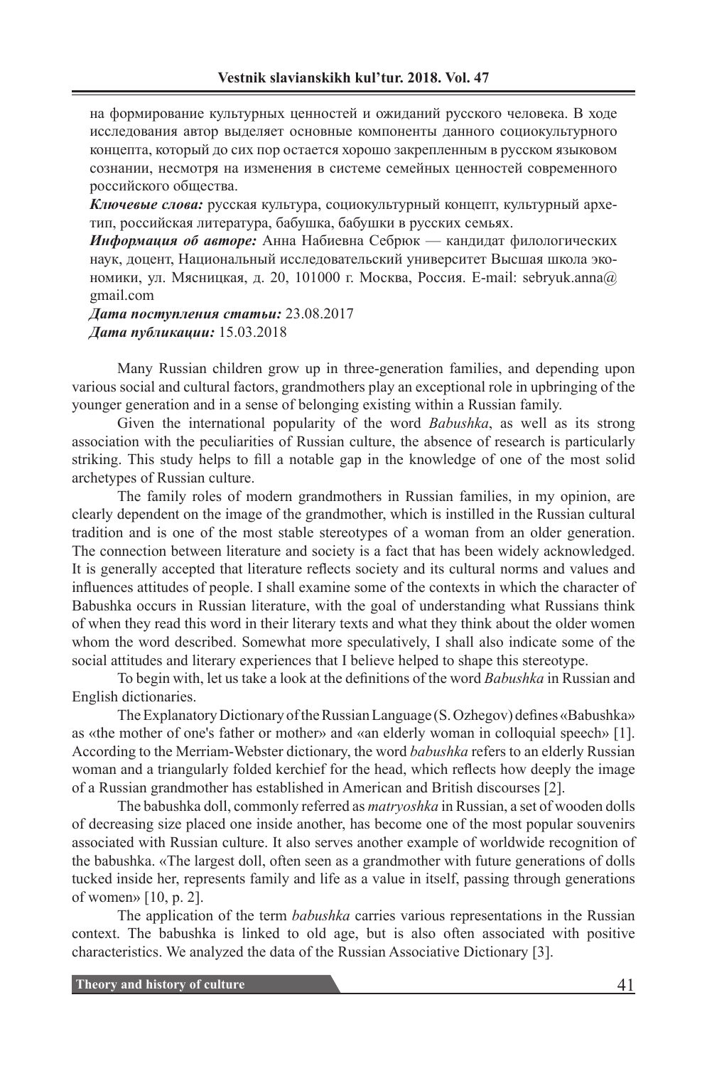на формирование культурных ценностей и ожиданий русского человека. В ходе исследования автор выделяет основные компоненты данного социокультурного концепта, который до сих пор остается хорошо закрепленным в русском языковом сознании, несмотря на изменения в системе семейных ценностей современного российского общества.

***Ключевые слова:*** русская культура, социокультурный концепт, культурный архетип, российская литература, бабушка, бабушки в русских семьях.

***Информация об авторе:*** Анна Набиевна Себрюк — кандидат филологических наук, доцент, Национальный исследовательский университет Высшая школа экономики, ул. Мясницкая, д. 20, 101000 г. Москва, Россия. E-mail: sebryuk.anna@gmail.com

***Дата поступления статьи:*** 23.08.2017

***Дата публикации:*** 15.03.2018

Many Russian children grow up in three-generation families, and depending upon various social and cultural factors, grandmothers play an exceptional role in upbringing of the younger generation and in a sense of belonging existing within a Russian family.

Given the international popularity of the word *Babushka*, as well as its strong association with the peculiarities of Russian culture, the absence of research is particularly striking. This study helps to fill a notable gap in the knowledge of one of the most solid archetypes of Russian culture.

The family roles of modern grandmothers in Russian families, in my opinion, are clearly dependent on the image of the grandmother, which is instilled in the Russian cultural tradition and is one of the most stable stereotypes of a woman from an older generation. The connection between literature and society is a fact that has been widely acknowledged. It is generally accepted that literature reflects society and its cultural norms and values and influences attitudes of people. I shall examine some of the contexts in which the character of Babushka occurs in Russian literature, with the goal of understanding what Russians think of when they read this word in their literary texts and what they think about the older women whom the word described. Somewhat more speculatively, I shall also indicate some of the social attitudes and literary experiences that I believe helped to shape this stereotype.

To begin with, let us take a look at the definitions of the word *Babushka* in Russian and English dictionaries.

The Explanatory Dictionary of the Russian Language (S. Ozhegov) defines «Babushka» as «the mother of one's father or mother» and «an elderly woman in colloquial speech» [1]. According to the Merriam-Webster dictionary, the word *babushka* refers to an elderly Russian woman and a triangularly folded kerchief for the head, which reflects how deeply the image of a Russian grandmother has established in American and British discourses [2].

The babushka doll, commonly referred as *matryoshka* in Russian, a set of wooden dolls of decreasing size placed one inside another, has become one of the most popular souvenirs associated with Russian culture. It also serves another example of worldwide recognition of the babushka. «The largest doll, often seen as a grandmother with future generations of dolls tucked inside her, represents family and life as a value in itself, passing through generations of women» [10, p. 2].

The application of the term *babushka* carries various representations in the Russian context. The babushka is linked to old age, but is also often associated with positive characteristics. We analyzed the data of the Russian Associative Dictionary [3].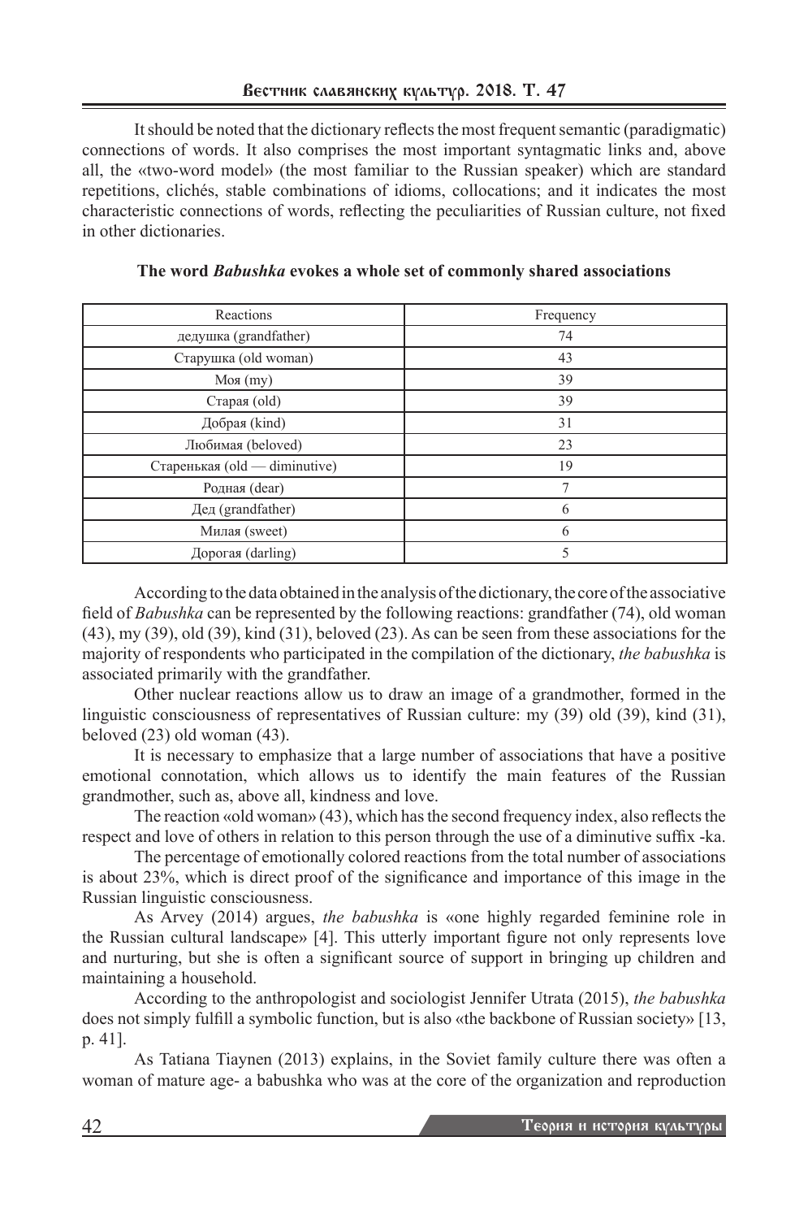It should be noted that the dictionary reflects the most frequent semantic (paradigmatic) connections of words. It also comprises the most important syntagmatic links and, above all, the «two-word model» (the most familiar to the Russian speaker) which are standard repetitions, clichés, stable combinations of idioms, collocations; and it indicates the most characteristic connections of words, reflecting the peculiarities of Russian culture, not fixed in other dictionaries.

**The word *Babushka* evokes a whole set of commonly shared associations**

| Reactions | Frequency |
|---|---|
| дедушка (grandfather) | 74 |
| Старушка (old woman) | 43 |
| Моя (my) | 39 |
| Старая (old) | 39 |
| Добрая (kind) | 31 |
| Любимая (beloved) | 23 |
| Старенькая (old — diminutive) | 19 |
| Родная (dear) | 7 |
| Дед (grandfather) | 6 |
| Милая (sweet) | 6 |
| Дорогая (darling) | 5 |

According to the data obtained in the analysis of the dictionary, the core of the associative field of *Babushka* can be represented by the following reactions: grandfather (74), old woman (43), my (39), old (39), kind (31), beloved (23). As can be seen from these associations for the majority of respondents who participated in the compilation of the dictionary, *the babushka* is associated primarily with the grandfather.

Other nuclear reactions allow us to draw an image of a grandmother, formed in the linguistic consciousness of representatives of Russian culture: my (39) old (39), kind (31), beloved (23) old woman (43).

It is necessary to emphasize that a large number of associations that have a positive emotional connotation, which allows us to identify the main features of the Russian grandmother, such as, above all, kindness and love.

The reaction «old woman» (43), which has the second frequency index, also reflects the respect and love of others in relation to this person through the use of a diminutive suffix -ka.

The percentage of emotionally colored reactions from the total number of associations is about 23%, which is direct proof of the significance and importance of this image in the Russian linguistic consciousness.

As Arvey (2014) argues, *the babushka* is «one highly regarded feminine role in the Russian cultural landscape» [4]. This utterly important figure not only represents love and nurturing, but she is often a significant source of support in bringing up children and maintaining a household.

According to the anthropologist and sociologist Jennifer Utrata (2015), *the babushka* does not simply fulfill a symbolic function, but is also «the backbone of Russian society» [13, p. 41].

As Tatiana Tiaynen (2013) explains, in the Soviet family culture there was often a woman of mature age- a babushka who was at the core of the organization and reproduction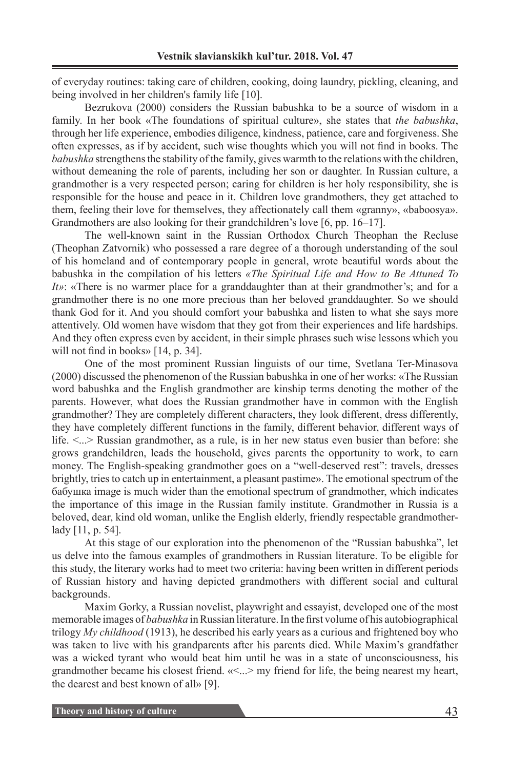of everyday routines: taking care of children, cooking, doing laundry, pickling, cleaning, and being involved in her children's family life [10].

Bezrukova (2000) considers the Russian babushka to be a source of wisdom in a family. In her book «The foundations of spiritual culture», she states that *the babushka*, through her life experience, embodies diligence, kindness, patience, care and forgiveness. She often expresses, as if by accident, such wise thoughts which you will not find in books. The *babushka* strengthens the stability of the family, gives warmth to the relations with the children, without demeaning the role of parents, including her son or daughter. In Russian culture, a grandmother is a very respected person; caring for children is her holy responsibility, she is responsible for the house and peace in it. Children love grandmothers, they get attached to them, feeling their love for themselves, they affectionately call them «granny», «baboosya». Grandmothers are also looking for their grandchildren's love [6, pp. 16–17].

The well-known saint in the Russian Orthodox Church Theophan the Recluse (Theophan Zatvornik) who possessed a rare degree of a thorough understanding of the soul of his homeland and of contemporary people in general, wrote beautiful words about the babushka in the compilation of his letters *«The Spiritual Life and How to Be Attuned To It»*: «There is no warmer place for a granddaughter than at their grandmother's; and for a grandmother there is no one more precious than her beloved granddaughter. So we should thank God for it. And you should comfort your babushka and listen to what she says more attentively. Old women have wisdom that they got from their experiences and life hardships. And they often express even by accident, in their simple phrases such wise lessons which you will not find in books» [14, p. 34].

One of the most prominent Russian linguists of our time, Svetlana Ter-Minasova (2000) discussed the phenomenon of the Russian babushka in one of her works: «The Russian word babushka and the English grandmother are kinship terms denoting the mother of the parents. However, what does the Russian grandmother have in common with the English grandmother? They are completely different characters, they look different, dress differently, they have completely different functions in the family, different behavior, different ways of life. <...> Russian grandmother, as a rule, is in her new status even busier than before: she grows grandchildren, leads the household, gives parents the opportunity to work, to earn money. The English-speaking grandmother goes on a "well-deserved rest": travels, dresses brightly, tries to catch up in entertainment, a pleasant pastime». The emotional spectrum of the бабушка image is much wider than the emotional spectrum of grandmother, which indicates the importance of this image in the Russian family institute. Grandmother in Russia is a beloved, dear, kind old woman, unlike the English elderly, friendly respectable grandmother-lady [11, p. 54].

At this stage of our exploration into the phenomenon of the "Russian babushka", let us delve into the famous examples of grandmothers in Russian literature. To be eligible for this study, the literary works had to meet two criteria: having been written in different periods of Russian history and having depicted grandmothers with different social and cultural backgrounds.

Maxim Gorky, a Russian novelist, playwright and essayist, developed one of the most memorable images of *babushka* in Russian literature. In the first volume of his autobiographical trilogy *My childhood* (1913), he described his early years as a curious and frightened boy who was taken to live with his grandparents after his parents died. While Maxim's grandfather was a wicked tyrant who would beat him until he was in a state of unconsciousness, his grandmother became his closest friend. «<...> my friend for life, the being nearest my heart, the dearest and best known of all» [9].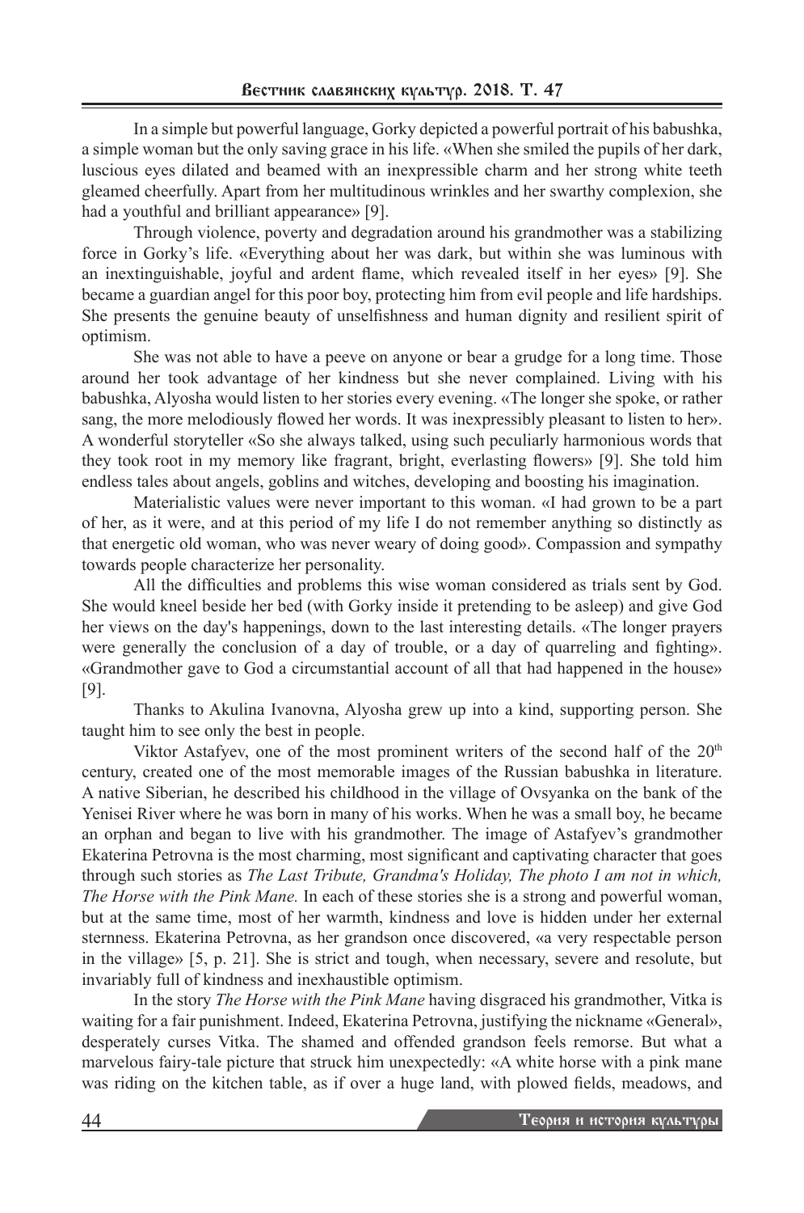In a simple but powerful language, Gorky depicted a powerful portrait of his babushka, a simple woman but the only saving grace in his life. «When she smiled the pupils of her dark, luscious eyes dilated and beamed with an inexpressible charm and her strong white teeth gleamed cheerfully. Apart from her multitudinous wrinkles and her swarthy complexion, she had a youthful and brilliant appearance» [9].

Through violence, poverty and degradation around his grandmother was a stabilizing force in Gorky's life. «Everything about her was dark, but within she was luminous with an inextinguishable, joyful and ardent flame, which revealed itself in her eyes» [9]. She became a guardian angel for this poor boy, protecting him from evil people and life hardships. She presents the genuine beauty of unselfishness and human dignity and resilient spirit of optimism.

She was not able to have a peeve on anyone or bear a grudge for a long time. Those around her took advantage of her kindness but she never complained. Living with his babushka, Alyosha would listen to her stories every evening. «The longer she spoke, or rather sang, the more melodiously flowed her words. It was inexpressibly pleasant to listen to her». A wonderful storyteller «So she always talked, using such peculiarly harmonious words that they took root in my memory like fragrant, bright, everlasting flowers» [9]. She told him endless tales about angels, goblins and witches, developing and boosting his imagination.

Materialistic values were never important to this woman. «I had grown to be a part of her, as it were, and at this period of my life I do not remember anything so distinctly as that energetic old woman, who was never weary of doing good». Compassion and sympathy towards people characterize her personality.

All the difficulties and problems this wise woman considered as trials sent by God. She would kneel beside her bed (with Gorky inside it pretending to be asleep) and give God her views on the day's happenings, down to the last interesting details. «The longer prayers were generally the conclusion of a day of trouble, or a day of quarreling and fighting». «Grandmother gave to God a circumstantial account of all that had happened in the house» [9].

Thanks to Akulina Ivanovna, Alyosha grew up into a kind, supporting person. She taught him to see only the best in people.

Viktor Astafyev, one of the most prominent writers of the second half of the 20th century, created one of the most memorable images of the Russian babushka in literature. A native Siberian, he described his childhood in the village of Ovsyanka on the bank of the Yenisei River where he was born in many of his works. When he was a small boy, he became an orphan and began to live with his grandmother. The image of Astafyev's grandmother Ekaterina Petrovna is the most charming, most significant and captivating character that goes through such stories as *The Last Tribute, Grandma's Holiday, The photo I am not in which, The Horse with the Pink Mane.* In each of these stories she is a strong and powerful woman, but at the same time, most of her warmth, kindness and love is hidden under her external sternness. Ekaterina Petrovna, as her grandson once discovered, «a very respectable person in the village» [5, p. 21]. She is strict and tough, when necessary, severe and resolute, but invariably full of kindness and inexhaustible optimism.

In the story *The Horse with the Pink Mane* having disgraced his grandmother, Vitka is waiting for a fair punishment. Indeed, Ekaterina Petrovna, justifying the nickname «General», desperately curses Vitka. The shamed and offended grandson feels remorse. But what a marvelous fairy-tale picture that struck him unexpectedly: «A white horse with a pink mane was riding on the kitchen table, as if over a huge land, with plowed fields, meadows, and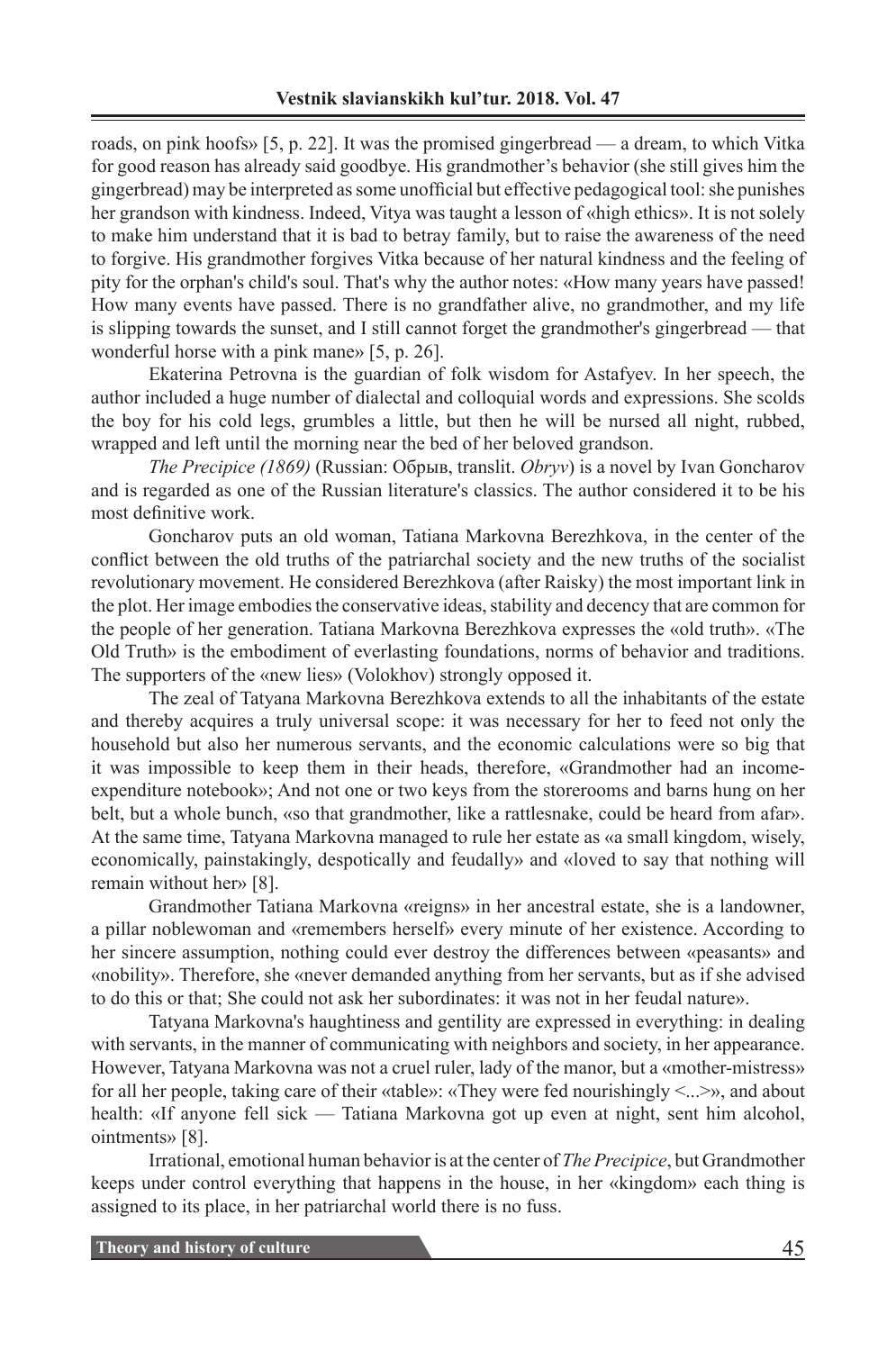roads, on pink hoofs» [5, p. 22]. It was the promised gingerbread — a dream, to which Vitka for good reason has already said goodbye. His grandmother's behavior (she still gives him the gingerbread) may be interpreted as some unofficial but effective pedagogical tool: she punishes her grandson with kindness. Indeed, Vitya was taught a lesson of «high ethics». It is not solely to make him understand that it is bad to betray family, but to raise the awareness of the need to forgive. His grandmother forgives Vitka because of her natural kindness and the feeling of pity for the orphan's child's soul. That's why the author notes: «How many years have passed! How many events have passed. There is no grandfather alive, no grandmother, and my life is slipping towards the sunset, and I still cannot forget the grandmother's gingerbread — that wonderful horse with a pink mane» [5, p. 26].

Ekaterina Petrovna is the guardian of folk wisdom for Astafyev. In her speech, the author included a huge number of dialectal and colloquial words and expressions. She scolds the boy for his cold legs, grumbles a little, but then he will be nursed all night, rubbed, wrapped and left until the morning near the bed of her beloved grandson.

*The Precipice (1869)* (Russian: Обрыв, translit. *Obryv*) is a novel by Ivan Goncharov and is regarded as one of the Russian literature's classics. The author considered it to be his most definitive work.

Goncharov puts an old woman, Tatiana Markovna Berezhkova, in the center of the conflict between the old truths of the patriarchal society and the new truths of the socialist revolutionary movement. He considered Berezhkova (after Raisky) the most important link in the plot. Her image embodies the conservative ideas, stability and decency that are common for the people of her generation. Tatiana Markovna Berezhkova expresses the «old truth». «The Old Truth» is the embodiment of everlasting foundations, norms of behavior and traditions. The supporters of the «new lies» (Volokhov) strongly opposed it.

The zeal of Tatyana Markovna Berezhkova extends to all the inhabitants of the estate and thereby acquires a truly universal scope: it was necessary for her to feed not only the household but also her numerous servants, and the economic calculations were so big that it was impossible to keep them in their heads, therefore, «Grandmother had an income-expenditure notebook»; And not one or two keys from the storerooms and barns hung on her belt, but a whole bunch, «so that grandmother, like a rattlesnake, could be heard from afar». At the same time, Tatyana Markovna managed to rule her estate as «a small kingdom, wisely, economically, painstakingly, despotically and feudally» and «loved to say that nothing will remain without her» [8].

Grandmother Tatiana Markovna «reigns» in her ancestral estate, she is a landowner, a pillar noblewoman and «remembers herself» every minute of her existence. According to her sincere assumption, nothing could ever destroy the differences between «peasants» and «nobility». Therefore, she «never demanded anything from her servants, but as if she advised to do this or that; She could not ask her subordinates: it was not in her feudal nature».

Tatyana Markovna's haughtiness and gentility are expressed in everything: in dealing with servants, in the manner of communicating with neighbors and society, in her appearance. However, Tatyana Markovna was not a cruel ruler, lady of the manor, but a «mother-mistress» for all her people, taking care of their «table»: «They were fed nourishingly <...>», and about health: «If anyone fell sick — Tatiana Markovna got up even at night, sent him alcohol, ointments» [8].

Irrational, emotional human behavior is at the center of *The Precipice*, but Grandmother keeps under control everything that happens in the house, in her «kingdom» each thing is assigned to its place, in her patriarchal world there is no fuss.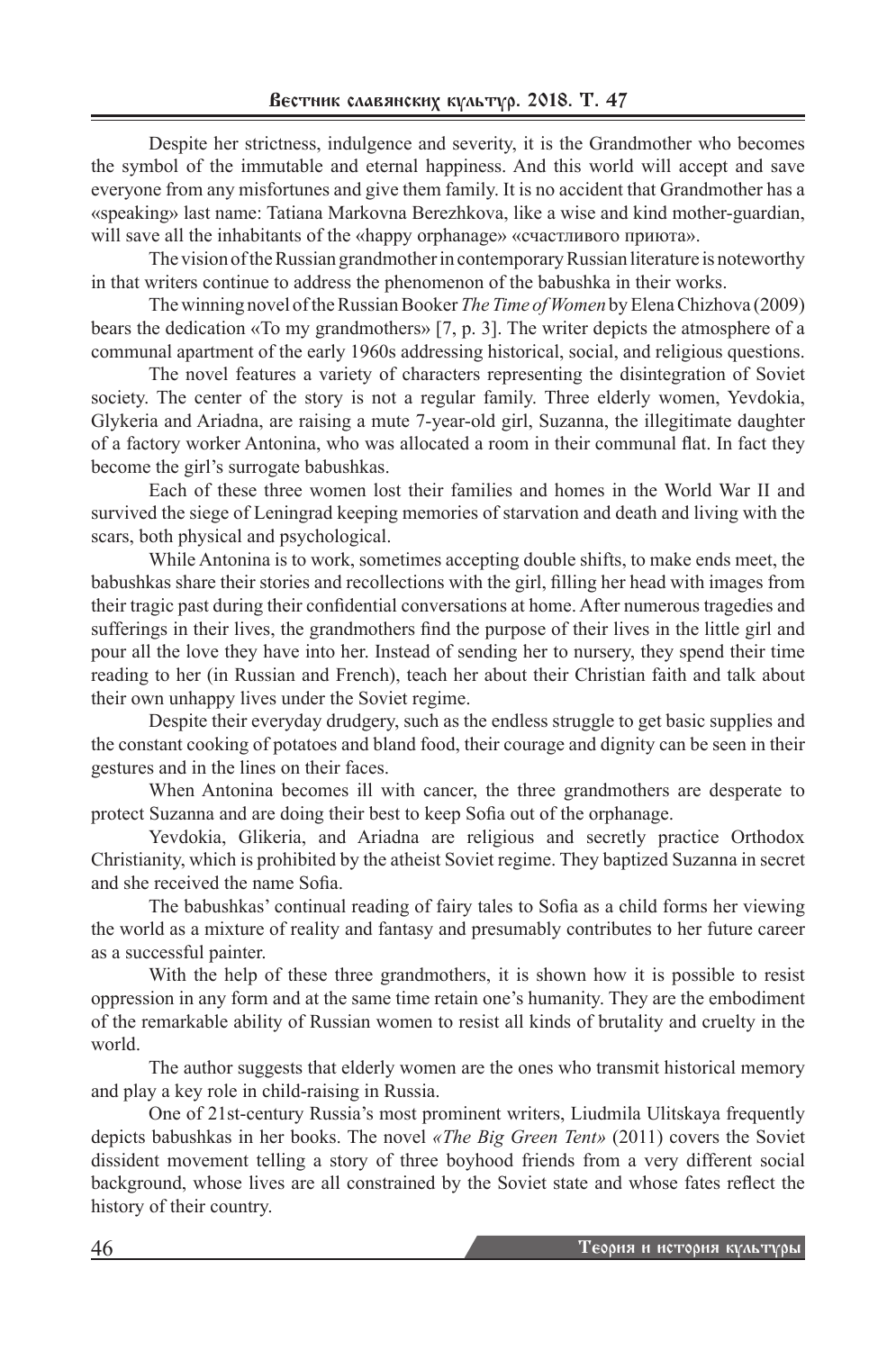Despite her strictness, indulgence and severity, it is the Grandmother who becomes the symbol of the immutable and eternal happiness. And this world will accept and save everyone from any misfortunes and give them family. It is no accident that Grandmother has a «speaking» last name: Tatiana Markovna Berezhkova, like a wise and kind mother-guardian, will save all the inhabitants of the «happy orphanage» «счастливого приюта».

The vision of the Russian grandmother in contemporary Russian literature is noteworthy in that writers continue to address the phenomenon of the babushka in their works.

The winning novel of the Russian Booker *The Time of Women* by Elena Chizhova (2009) bears the dedication «To my grandmothers» [7, p. 3]. The writer depicts the atmosphere of a communal apartment of the early 1960s addressing historical, social, and religious questions.

The novel features a variety of characters representing the disintegration of Soviet society. The center of the story is not a regular family. Three elderly women, Yevdokia, Glykeria and Ariadna, are raising a mute 7-year-old girl, Suzanna, the illegitimate daughter of a factory worker Antonina, who was allocated a room in their communal flat. In fact they become the girl's surrogate babushkas.

Each of these three women lost their families and homes in the World War II and survived the siege of Leningrad keeping memories of starvation and death and living with the scars, both physical and psychological.

While Antonina is to work, sometimes accepting double shifts, to make ends meet, the babushkas share their stories and recollections with the girl, filling her head with images from their tragic past during their confidential conversations at home. After numerous tragedies and sufferings in their lives, the grandmothers find the purpose of their lives in the little girl and pour all the love they have into her. Instead of sending her to nursery, they spend their time reading to her (in Russian and French), teach her about their Christian faith and talk about their own unhappy lives under the Soviet regime.

Despite their everyday drudgery, such as the endless struggle to get basic supplies and the constant cooking of potatoes and bland food, their courage and dignity can be seen in their gestures and in the lines on their faces.

When Antonina becomes ill with cancer, the three grandmothers are desperate to protect Suzanna and are doing their best to keep Sofia out of the orphanage.

Yevdokia, Glikeria, and Ariadna are religious and secretly practice Orthodox Christianity, which is prohibited by the atheist Soviet regime. They baptized Suzanna in secret and she received the name Sofia.

The babushkas' continual reading of fairy tales to Sofia as a child forms her viewing the world as a mixture of reality and fantasy and presumably contributes to her future career as a successful painter.

With the help of these three grandmothers, it is shown how it is possible to resist oppression in any form and at the same time retain one's humanity. They are the embodiment of the remarkable ability of Russian women to resist all kinds of brutality and cruelty in the world.

The author suggests that elderly women are the ones who transmit historical memory and play a key role in child-raising in Russia.

One of 21st-century Russia's most prominent writers, Liudmila Ulitskaya frequently depicts babushkas in her books. The novel *«The Big Green Tent»* (2011) covers the Soviet dissident movement telling a story of three boyhood friends from a very different social background, whose lives are all constrained by the Soviet state and whose fates reflect the history of their country.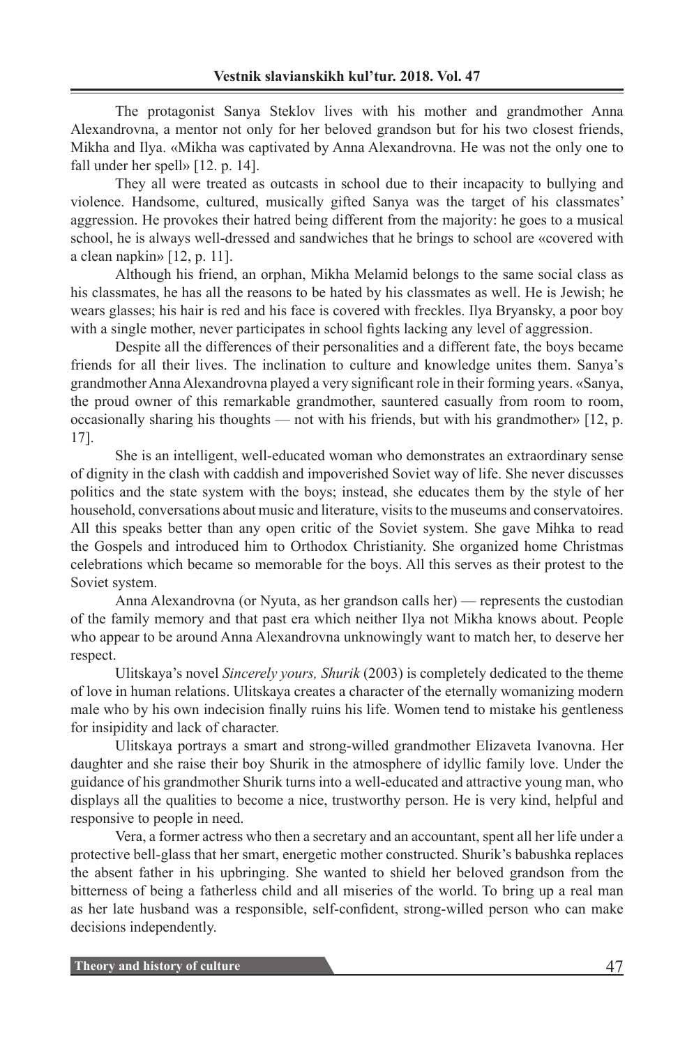The protagonist Sanya Steklov lives with his mother and grandmother Anna Alexandrovna, a mentor not only for her beloved grandson but for his two closest friends, Mikha and Ilya. «Mikha was captivated by Anna Alexandrovna. He was not the only one to fall under her spell» [12. p. 14].

They all were treated as outcasts in school due to their incapacity to bullying and violence. Handsome, cultured, musically gifted Sanya was the target of his classmates' aggression. He provokes their hatred being different from the majority: he goes to a musical school, he is always well-dressed and sandwiches that he brings to school are «covered with a clean napkin» [12, p. 11].

Although his friend, an orphan, Mikha Melamid belongs to the same social class as his classmates, he has all the reasons to be hated by his classmates as well. He is Jewish; he wears glasses; his hair is red and his face is covered with freckles. Ilya Bryansky, a poor boy with a single mother, never participates in school fights lacking any level of aggression.

Despite all the differences of their personalities and a different fate, the boys became friends for all their lives. The inclination to culture and knowledge unites them. Sanya's grandmother Anna Alexandrovna played a very significant role in their forming years. «Sanya, the proud owner of this remarkable grandmother, sauntered casually from room to room, occasionally sharing his thoughts — not with his friends, but with his grandmother» [12, p. 17].

She is an intelligent, well-educated woman who demonstrates an extraordinary sense of dignity in the clash with caddish and impoverished Soviet way of life. She never discusses politics and the state system with the boys; instead, she educates them by the style of her household, conversations about music and literature, visits to the museums and conservatoires. All this speaks better than any open critic of the Soviet system. She gave Mihka to read the Gospels and introduced him to Orthodox Christianity. She organized home Christmas celebrations which became so memorable for the boys. All this serves as their protest to the Soviet system.

Anna Alexandrovna (or Nyuta, as her grandson calls her) — represents the custodian of the family memory and that past era which neither Ilya not Mikha knows about. People who appear to be around Anna Alexandrovna unknowingly want to match her, to deserve her respect.

Ulitskaya's novel *Sincerely yours, Shurik* (2003) is completely dedicated to the theme of love in human relations. Ulitskaya creates a character of the eternally womanizing modern male who by his own indecision finally ruins his life. Women tend to mistake his gentleness for insipidity and lack of character.

Ulitskaya portrays a smart and strong-willed grandmother Elizaveta Ivanovna. Her daughter and she raise their boy Shurik in the atmosphere of idyllic family love. Under the guidance of his grandmother Shurik turns into a well-educated and attractive young man, who displays all the qualities to become a nice, trustworthy person. He is very kind, helpful and responsive to people in need.

Vera, a former actress who then a secretary and an accountant, spent all her life under a protective bell-glass that her smart, energetic mother constructed. Shurik's babushka replaces the absent father in his upbringing. She wanted to shield her beloved grandson from the bitterness of being a fatherless child and all miseries of the world. To bring up a real man as her late husband was a responsible, self-confident, strong-willed person who can make decisions independently.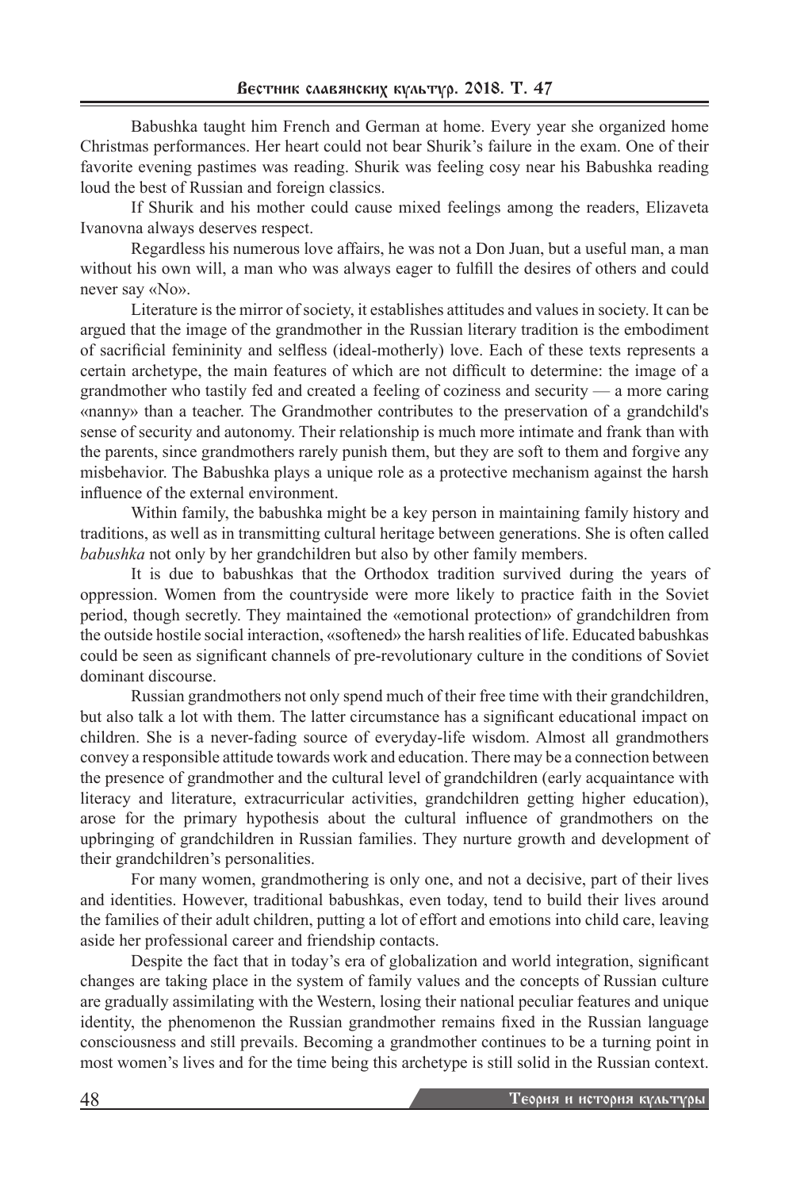Babushka taught him French and German at home. Every year she organized home Christmas performances. Her heart could not bear Shurik's failure in the exam. One of their favorite evening pastimes was reading. Shurik was feeling cosy near his Babushka reading loud the best of Russian and foreign classics.

If Shurik and his mother could cause mixed feelings among the readers, Elizaveta Ivanovna always deserves respect.

Regardless his numerous love affairs, he was not a Don Juan, but a useful man, a man without his own will, a man who was always eager to fulfill the desires of others and could never say «No».

Literature is the mirror of society, it establishes attitudes and values in society. It can be argued that the image of the grandmother in the Russian literary tradition is the embodiment of sacrificial femininity and selfless (ideal-motherly) love. Each of these texts represents a certain archetype, the main features of which are not difficult to determine: the image of a grandmother who tastily fed and created a feeling of coziness and security — a more caring «nanny» than a teacher. The Grandmother contributes to the preservation of a grandchild's sense of security and autonomy. Their relationship is much more intimate and frank than with the parents, since grandmothers rarely punish them, but they are soft to them and forgive any misbehavior. The Babushka plays a unique role as a protective mechanism against the harsh influence of the external environment.

Within family, the babushka might be a key person in maintaining family history and traditions, as well as in transmitting cultural heritage between generations. She is often called *babushka* not only by her grandchildren but also by other family members.

It is due to babushkas that the Orthodox tradition survived during the years of oppression. Women from the countryside were more likely to practice faith in the Soviet period, though secretly. They maintained the «emotional protection» of grandchildren from the outside hostile social interaction, «softened» the harsh realities of life. Educated babushkas could be seen as significant channels of pre-revolutionary culture in the conditions of Soviet dominant discourse.

Russian grandmothers not only spend much of their free time with their grandchildren, but also talk a lot with them. The latter circumstance has a significant educational impact on children. She is a never-fading source of everyday-life wisdom. Almost all grandmothers convey a responsible attitude towards work and education. There may be a connection between the presence of grandmother and the cultural level of grandchildren (early acquaintance with literacy and literature, extracurricular activities, grandchildren getting higher education), arose for the primary hypothesis about the cultural influence of grandmothers on the upbringing of grandchildren in Russian families. They nurture growth and development of their grandchildren's personalities.

For many women, grandmothering is only one, and not a decisive, part of their lives and identities. However, traditional babushkas, even today, tend to build their lives around the families of their adult children, putting a lot of effort and emotions into child care, leaving aside her professional career and friendship contacts.

Despite the fact that in today's era of globalization and world integration, significant changes are taking place in the system of family values and the concepts of Russian culture are gradually assimilating with the Western, losing their national peculiar features and unique identity, the phenomenon the Russian grandmother remains fixed in the Russian language consciousness and still prevails. Becoming a grandmother continues to be a turning point in most women's lives and for the time being this archetype is still solid in the Russian context.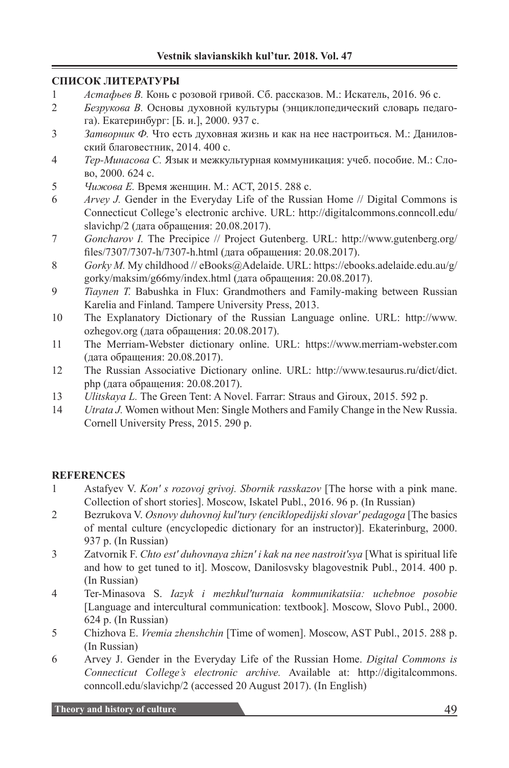## СПИСОК ЛИТЕРАТУРЫ

1. *Астафьев В.* Конь с розовой гривой. Сб. рассказов. М.: Искатель, 2016. 96 с.
2. *Безрукова В.* Основы духовной культуры (энциклопедический словарь педагога). Екатеринбург: [Б. и.], 2000. 937 с.
3. *Затворник Ф.* Что есть духовная жизнь и как на нее настроиться. М.: Даниловский благовестник, 2014. 400 с.
4. *Тер-Минасова С.* Язык и межкультурная коммуникация: учеб. пособие. М.: Слово, 2000. 624 с.
5. *Чижова Е.* Время женщин. М.: АСТ, 2015. 288 с.
6. *Arvey J.* Gender in the Everyday Life of the Russian Home // Digital Commons is Connecticut College's electronic archive. URL: http://digitalcommons.conncoll.edu/slavichp/2 (дата обращения: 20.08.2017).
7. *Goncharov I.* The Precipice // Project Gutenberg. URL: http://www.gutenberg.org/files/7307/7307-h/7307-h.html (дата обращения: 20.08.2017).
8. *Gorky M.* My childhood // eBooks@Adelaide. URL: https://ebooks.adelaide.edu.au/g/gorky/maksim/g66my/index.html (дата обращения: 20.08.2017).
9. *Tiaynen T.* Babushka in Flux: Grandmothers and Family-making between Russian Karelia and Finland. Tampere University Press, 2013.
10. The Explanatory Dictionary of the Russian Language online. URL: http://www.ozhegov.org (дата обращения: 20.08.2017).
11. The Merriam-Webster dictionary online. URL: https://www.merriam-webster.com (дата обращения: 20.08.2017).
12. The Russian Associative Dictionary online. URL: http://www.tesaurus.ru/dict/dict.php (дата обращения: 20.08.2017).
13. *Ulitskaya L.* The Green Tent: A Novel. Farrar: Straus and Giroux, 2015. 592 p.
14. *Utrata J.* Women without Men: Single Mothers and Family Change in the New Russia. Cornell University Press, 2015. 290 p.

## REFERENCES

1. Astafyev V. *Kon' s rozovoj grivoj. Sbornik rasskazov* [The horse with a pink mane. Collection of short stories]. Moscow, Iskatel Publ., 2016. 96 p. (In Russian)
2. Bezrukova V. *Osnovy duhovnoj kul'tury (enciklopedijski slovar' pedagoga* [The basics of mental culture (encyclopedic dictionary for an instructor)]. Ekaterinburg, 2000. 937 p. (In Russian)
3. Zatvornik F. *Chto est' duhovnaya zhizn' i kak na nee nastroit'sya* [What is spiritual life and how to get tuned to it]. Moscow, Danilosvsky blagovestnik Publ., 2014. 400 p. (In Russian)
4. Ter-Minasova S. *Iazyk i mezhkul'turnaia kommunikatsiia: uchebnoe posobie* [Language and intercultural communication: textbook]. Moscow, Slovo Publ., 2000. 624 p. (In Russian)
5. Chizhova E. *Vremia zhenshchin* [Time of women]. Moscow, AST Publ., 2015. 288 p. (In Russian)
6. Arvey J. Gender in the Everyday Life of the Russian Home. *Digital Commons is Connecticut College's electronic archive.* Available at: http://digitalcommons.conncoll.edu/slavichp/2 (accessed 20 August 2017). (In English)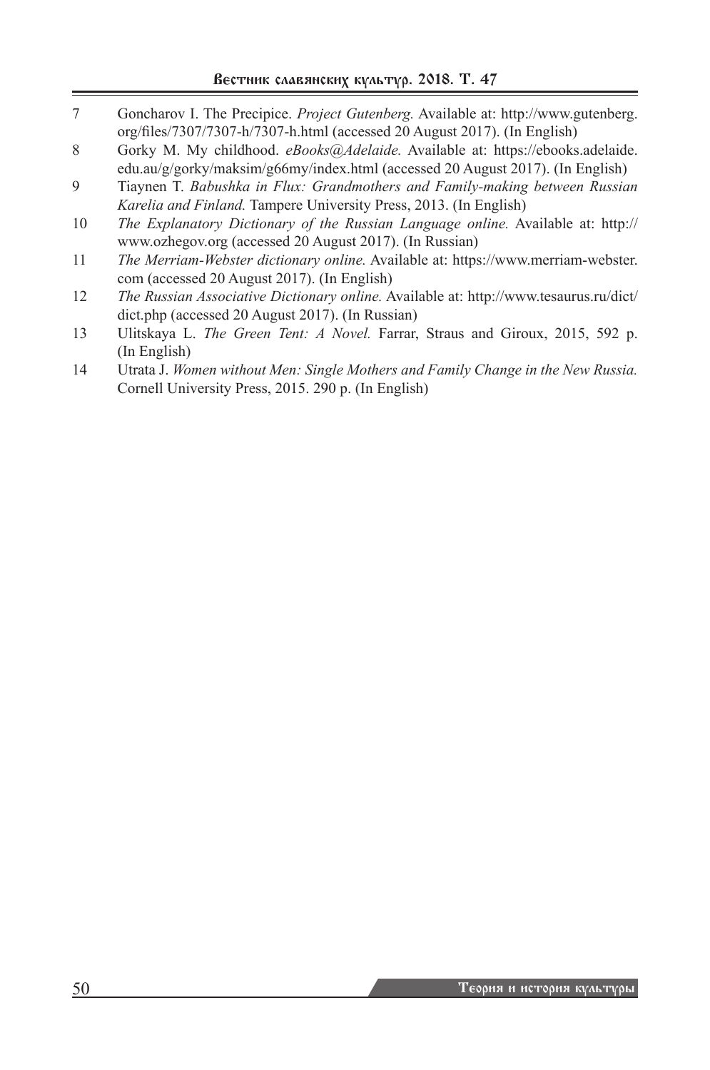7 Goncharov I. The Precipice. *Project Gutenberg.* Available at: http://www.gutenberg.org/files/7307/7307-h/7307-h.html (accessed 20 August 2017). (In English)

8 Gorky M. My childhood. *eBooks@Adelaide.* Available at: https://ebooks.adelaide.edu.au/g/gorky/maksim/g66my/index.html (accessed 20 August 2017). (In English)

9 Tiaynen T. *Babushka in Flux: Grandmothers and Family-making between Russian Karelia and Finland.* Tampere University Press, 2013. (In English)

10 *The Explanatory Dictionary of the Russian Language online.* Available at: http://www.ozhegov.org (accessed 20 August 2017). (In Russian)

11 *The Merriam-Webster dictionary online.* Available at: https://www.merriam-webster.com (accessed 20 August 2017). (In English)

12 *The Russian Associative Dictionary online.* Available at: http://www.tesaurus.ru/dict/dict.php (accessed 20 August 2017). (In Russian)

13 Ulitskaya L. *The Green Tent: A Novel.* Farrar, Straus and Giroux, 2015, 592 p. (In English)

14 Utrata J. *Women without Men: Single Mothers and Family Change in the New Russia.* Cornell University Press, 2015. 290 p. (In English)